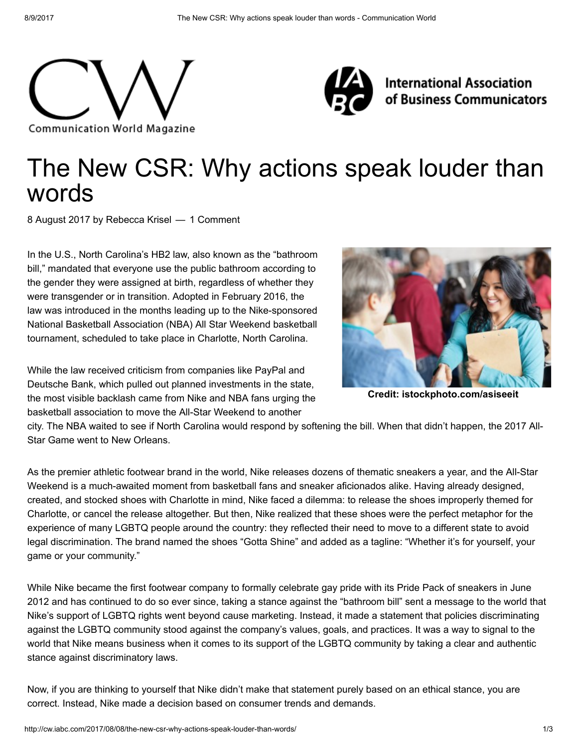Communication World Magazine

International Association of Business Communicators

# The New CSR: Why actions speak louder than words

8 August 2017 by Rebecca Krisel — 1 Comment

In the U.S., North Carolina's HB2 law, also known as the "bathroom bill," mandated that everyone use the public bathroom according to the gender they were assigned at birth, regardless of whether they were transgender or in transition. Adopted in February 2016, the law was introduced in the months leading up to the Nike-sponsored National Basketball Association (NBA) All Star Weekend basketball tournament, scheduled to take place in Charlotte, North Carolina.

Credit: istockphoto.com/asiseeit

While the law received criticism from companies like PayPal and Deutsche Bank, which pulled out planned investments in the state, the most visible backlash came from Nike and NBA fans urging the basketball association to move the All-Star Weekend to another city. The NBA waited to see if North Carolina would respond by softening the bill. When that didn't happen, the 2017 All-Star Game went to New Orleans.

As the premier athletic footwear brand in the world, Nike releases dozens of thematic sneakers a year, and the All-Star Weekend is a much-awaited moment from basketball fans and sneaker aficionados alike. Having already designed, created, and stocked shoes with Charlotte in mind, Nike faced a dilemma: to release the shoes improperly themed for Charlotte, or cancel the release altogether. But then, Nike realized that these shoes were the perfect metaphor for the experience of many LGBTQ people around the country: they reflected their need to move to a different state to avoid legal discrimination. The brand named the shoes "Gotta Shine" and added as a tagline: "Whether it's for yourself, your game or your community."

While Nike became the first footwear company to formally celebrate gay pride with its Pride Pack of sneakers in June 2012 and has continued to do so ever since, taking a stance against the "bathroom bill" sent a message to the world that Nike's support of LGBTQ rights went beyond cause marketing. Instead, it made a statement that policies discriminating against the LGBTQ community stood against the company's values, goals, and practices. It was a way to signal to the world that Nike means business when it comes to its support of the LGBTQ community by taking a clear and authentic stance against discriminatory laws.

Now, if you are thinking to yourself that Nike didn't make that statement purely based on an ethical stance, you are correct. Instead, Nike made a decision based on consumer trends and demands.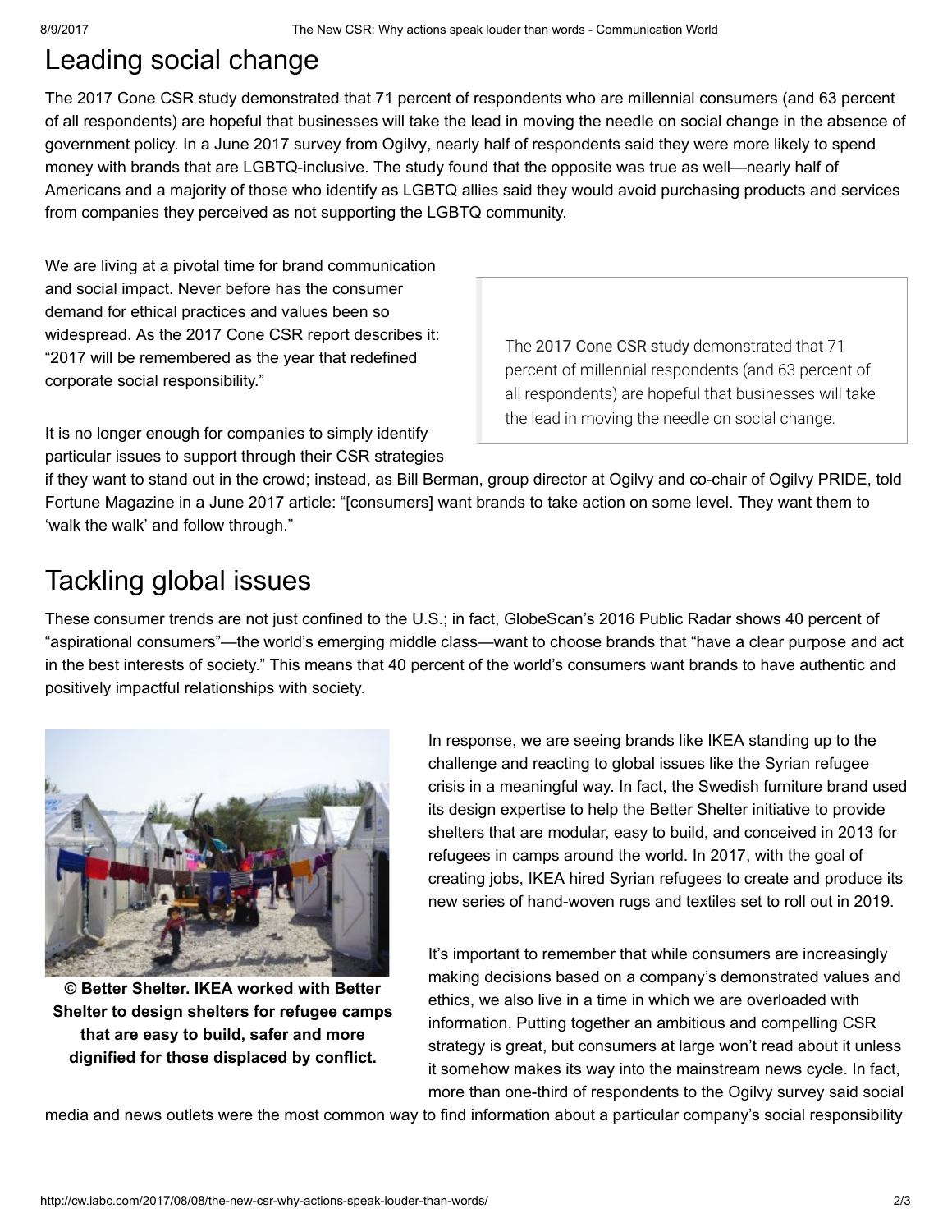## Leading social change

The 2017 Cone CSR study demonstrated that 71 percent of respondents who are millennial consumers (and 63 percent of all respondents) are hopeful that businesses will take the lead in moving the needle on social change in the absence of government policy. In a June 2017 survey from Ogilvy, nearly half of respondents said they were more likely to spend money with brands that are LGBTQ-inclusive. The study found that the opposite was true as well—nearly half of Americans and a majority of those who identify as LGBTQ allies said they would avoid purchasing products and services from companies they perceived as not supporting the LGBTQ community.

We are living at a pivotal time for brand communication and social impact. Never before has the consumer demand for ethical practices and values been so widespread. As the 2017 Cone CSR report describes it: "2017 will be remembered as the year that redefined corporate social responsibility."

> The 2017 Cone CSR study demonstrated that 71 percent of millennial respondents (and 63 percent of all respondents) are hopeful that businesses will take the lead in moving the needle on social change.

It is no longer enough for companies to simply identify particular issues to support through their CSR strategies if they want to stand out in the crowd; instead, as Bill Berman, group director at Ogilvy and co-chair of Ogilvy PRIDE, told Fortune Magazine in a June 2017 article: "[consumers] want brands to take action on some level. They want them to 'walk the walk' and follow through."

## Tackling global issues

These consumer trends are not just confined to the U.S.; in fact, GlobeScan's 2016 Public Radar shows 40 percent of "aspirational consumers"—the world's emerging middle class—want to choose brands that "have a clear purpose and act in the best interests of society." This means that 40 percent of the world's consumers want brands to have authentic and positively impactful relationships with society.

**© Better Shelter. IKEA worked with Better Shelter to design shelters for refugee camps that are easy to build, safer and more dignified for those displaced by conflict.**

In response, we are seeing brands like IKEA standing up to the challenge and reacting to global issues like the Syrian refugee crisis in a meaningful way. In fact, the Swedish furniture brand used its design expertise to help the Better Shelter initiative to provide shelters that are modular, easy to build, and conceived in 2013 for refugees in camps around the world. In 2017, with the goal of creating jobs, IKEA hired Syrian refugees to create and produce its new series of hand-woven rugs and textiles set to roll out in 2019.

It's important to remember that while consumers are increasingly making decisions based on a company's demonstrated values and ethics, we also live in a time in which we are overloaded with information. Putting together an ambitious and compelling CSR strategy is great, but consumers at large won't read about it unless it somehow makes its way into the mainstream news cycle. In fact, more than one-third of respondents to the Ogilvy survey said social media and news outlets were the most common way to find information about a particular company's social responsibility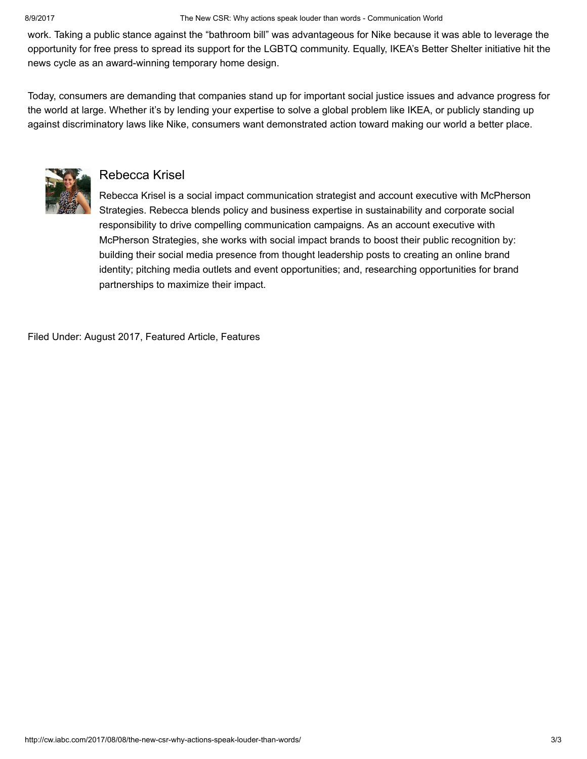work. Taking a public stance against the “bathroom bill” was advantageous for Nike because it was able to leverage the opportunity for free press to spread its support for the LGBTQ community. Equally, IKEA’s Better Shelter initiative hit the news cycle as an award-winning temporary home design.

Today, consumers are demanding that companies stand up for important social justice issues and advance progress for the world at large. Whether it’s by lending your expertise to solve a global problem like IKEA, or publicly standing up against discriminatory laws like Nike, consumers want demonstrated action toward making our world a better place.

## Rebecca Krisel

Rebecca Krisel is a social impact communication strategist and account executive with McPherson Strategies. Rebecca blends policy and business expertise in sustainability and corporate social responsibility to drive compelling communication campaigns. As an account executive with McPherson Strategies, she works with social impact brands to boost their public recognition by: building their social media presence from thought leadership posts to creating an online brand identity; pitching media outlets and event opportunities; and, researching opportunities for brand partnerships to maximize their impact.

Filed Under: August 2017, Featured Article, Features